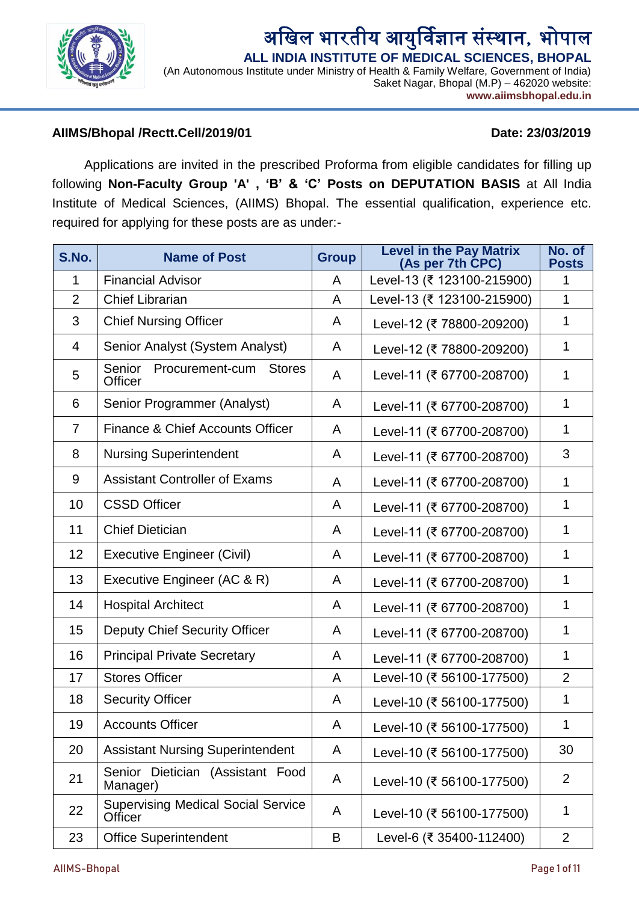# अखिल भारतीय आयुर्विज्ञान संस्थान, भोपाल

**ALL INDIA INSTITUTE OF MEDICAL SCIENCES, BHOPAL**

(An Autonomous Institute under Ministry of Health & Family Welfare, Government of India)
Saket Nagar, Bhopal (M.P) – 462020 website:
**www.aiimsbhopal.edu.in**

**AIIMS/Bhopal /Rectt.Cell/2019/01** **Date: 23/03/2019**

Applications are invited in the prescribed Proforma from eligible candidates for filling up following **Non-Faculty Group 'A' , 'B' & 'C' Posts on DEPUTATION BASIS** at All India Institute of Medical Sciences, (AIIMS) Bhopal. The essential qualification, experience etc. required for applying for these posts are as under:-

| S.No. | Name of Post | Group | Level in the Pay Matrix (As per 7th CPC) | No. of Posts |
|---|---|---|---|---|
| 1 | Financial Advisor | A | Level-13 (₹ 123100-215900) | 1 |
| 2 | Chief Librarian | A | Level-13 (₹ 123100-215900) | 1 |
| 3 | Chief Nursing Officer | A | Level-12 (₹ 78800-209200) | 1 |
| 4 | Senior Analyst (System Analyst) | A | Level-12 (₹ 78800-209200) | 1 |
| 5 | Senior Procurement-cum Stores Officer | A | Level-11 (₹ 67700-208700) | 1 |
| 6 | Senior Programmer (Analyst) | A | Level-11 (₹ 67700-208700) | 1 |
| 7 | Finance & Chief Accounts Officer | A | Level-11 (₹ 67700-208700) | 1 |
| 8 | Nursing Superintendent | A | Level-11 (₹ 67700-208700) | 3 |
| 9 | Assistant Controller of Exams | A | Level-11 (₹ 67700-208700) | 1 |
| 10 | CSSD Officer | A | Level-11 (₹ 67700-208700) | 1 |
| 11 | Chief Dietician | A | Level-11 (₹ 67700-208700) | 1 |
| 12 | Executive Engineer (Civil) | A | Level-11 (₹ 67700-208700) | 1 |
| 13 | Executive Engineer (AC & R) | A | Level-11 (₹ 67700-208700) | 1 |
| 14 | Hospital Architect | A | Level-11 (₹ 67700-208700) | 1 |
| 15 | Deputy Chief Security Officer | A | Level-11 (₹ 67700-208700) | 1 |
| 16 | Principal Private Secretary | A | Level-11 (₹ 67700-208700) | 1 |
| 17 | Stores Officer | A | Level-10 (₹ 56100-177500) | 2 |
| 18 | Security Officer | A | Level-10 (₹ 56100-177500) | 1 |
| 19 | Accounts Officer | A | Level-10 (₹ 56100-177500) | 1 |
| 20 | Assistant Nursing Superintendent | A | Level-10 (₹ 56100-177500) | 30 |
| 21 | Senior Dietician (Assistant Food Manager) | A | Level-10 (₹ 56100-177500) | 2 |
| 22 | Supervising Medical Social Service Officer | A | Level-10 (₹ 56100-177500) | 1 |
| 23 | Office Superintendent | B | Level-6 (₹ 35400-112400) | 2 |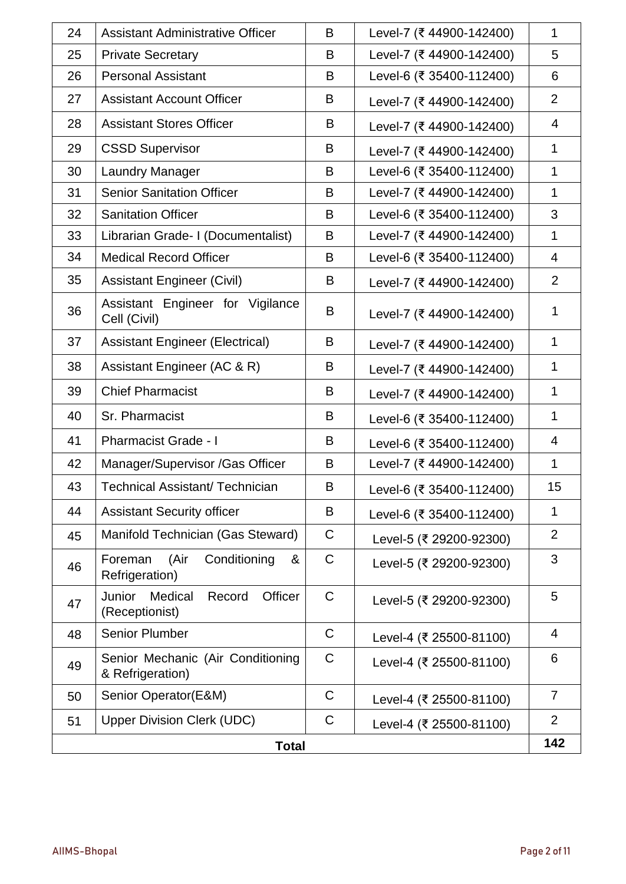| | | | | |
|---|---|---|---|---|
| 24 | Assistant Administrative Officer | B | Level-7 (₹ 44900-142400) | 1 |
| 25 | Private Secretary | B | Level-7 (₹ 44900-142400) | 5 |
| 26 | Personal Assistant | B | Level-6 (₹ 35400-112400) | 6 |
| 27 | Assistant Account Officer | B | Level-7 (₹ 44900-142400) | 2 |
| 28 | Assistant Stores Officer | B | Level-7 (₹ 44900-142400) | 4 |
| 29 | CSSD Supervisor | B | Level-7 (₹ 44900-142400) | 1 |
| 30 | Laundry Manager | B | Level-6 (₹ 35400-112400) | 1 |
| 31 | Senior Sanitation Officer | B | Level-7 (₹ 44900-142400) | 1 |
| 32 | Sanitation Officer | B | Level-6 (₹ 35400-112400) | 3 |
| 33 | Librarian Grade- I (Documentalist) | B | Level-7 (₹ 44900-142400) | 1 |
| 34 | Medical Record Officer | B | Level-6 (₹ 35400-112400) | 4 |
| 35 | Assistant Engineer (Civil) | B | Level-7 (₹ 44900-142400) | 2 |
| 36 | Assistant Engineer for Vigilance Cell (Civil) | B | Level-7 (₹ 44900-142400) | 1 |
| 37 | Assistant Engineer (Electrical) | B | Level-7 (₹ 44900-142400) | 1 |
| 38 | Assistant Engineer (AC & R) | B | Level-7 (₹ 44900-142400) | 1 |
| 39 | Chief Pharmacist | B | Level-7 (₹ 44900-142400) | 1 |
| 40 | Sr. Pharmacist | B | Level-6 (₹ 35400-112400) | 1 |
| 41 | Pharmacist Grade - I | B | Level-6 (₹ 35400-112400) | 4 |
| 42 | Manager/Supervisor /Gas Officer | B | Level-7 (₹ 44900-142400) | 1 |
| 43 | Technical Assistant/ Technician | B | Level-6 (₹ 35400-112400) | 15 |
| 44 | Assistant Security officer | B | Level-6 (₹ 35400-112400) | 1 |
| 45 | Manifold Technician (Gas Steward) | C | Level-5 (₹ 29200-92300) | 2 |
| 46 | Foreman (Air Conditioning & Refrigeration) | C | Level-5 (₹ 29200-92300) | 3 |
| 47 | Junior Medical Record Officer (Receptionist) | C | Level-5 (₹ 29200-92300) | 5 |
| 48 | Senior Plumber | C | Level-4 (₹ 25500-81100) | 4 |
| 49 | Senior Mechanic (Air Conditioning & Refrigeration) | C | Level-4 (₹ 25500-81100) | 6 |
| 50 | Senior Operator(E&M) | C | Level-4 (₹ 25500-81100) | 7 |
| 51 | Upper Division Clerk (UDC) | C | Level-4 (₹ 25500-81100) | 2 |
| **Total** | | | | **142** |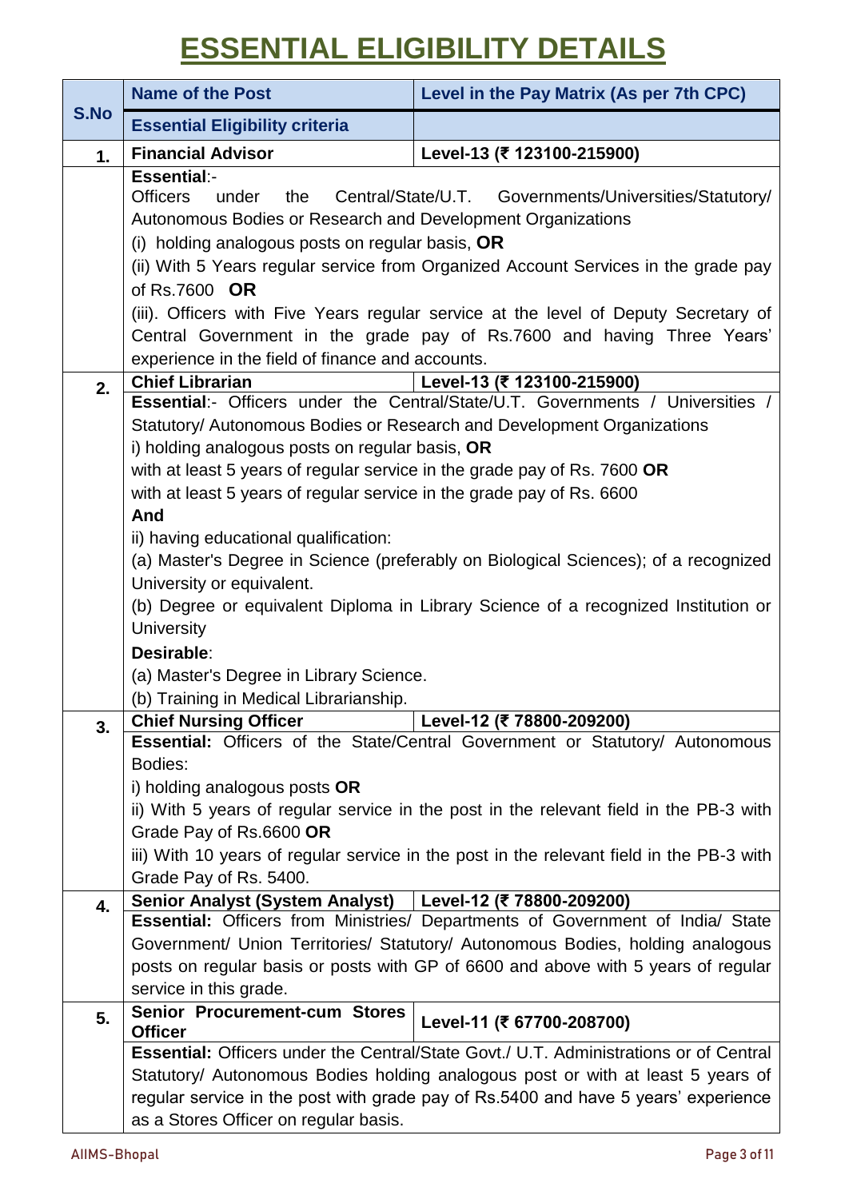# ESSENTIAL ELIGIBILITY DETAILS

| S.No | Name of the Post | Level in the Pay Matrix (As per 7th CPC) |
|---|---|---|
| | **Essential Eligibility criteria** | |
| **1.** | **Financial Advisor** | **Level-13 (₹ 123100-215900)** |
| | **Essential**:- Officers under the Central/State/U.T. Governments/Universities/Statutory/ Autonomous Bodies or Research and Development Organizations (i) holding analogous posts on regular basis, **OR** (ii) With 5 Years regular service from Organized Account Services in the grade pay of Rs.7600 **OR** (iii). Officers with Five Years regular service at the level of Deputy Secretary of Central Government in the grade pay of Rs.7600 and having Three Years' experience in the field of finance and accounts. | |
| **2.** | **Chief Librarian** | **Level-13 (₹ 123100-215900)** |
| | **Essential**:- Officers under the Central/State/U.T. Governments / Universities / Statutory/ Autonomous Bodies or Research and Development Organizations i) holding analogous posts on regular basis, **OR** with at least 5 years of regular service in the grade pay of Rs. 7600 **OR** with at least 5 years of regular service in the grade pay of Rs. 6600 **And** ii) having educational qualification: (a) Master's Degree in Science (preferably on Biological Sciences); of a recognized University or equivalent. (b) Degree or equivalent Diploma in Library Science of a recognized Institution or University **Desirable**: (a) Master's Degree in Library Science. (b) Training in Medical Librarianship. | |
| **3.** | **Chief Nursing Officer** | **Level-12 (₹ 78800-209200)** |
| | **Essential:** Officers of the State/Central Government or Statutory/ Autonomous Bodies: i) holding analogous posts **OR** ii) With 5 years of regular service in the post in the relevant field in the PB-3 with Grade Pay of Rs.6600 **OR** iii) With 10 years of regular service in the post in the relevant field in the PB-3 with Grade Pay of Rs. 5400. | |
| **4.** | **Senior Analyst (System Analyst)** | **Level-12 (₹ 78800-209200)** |
| | **Essential:** Officers from Ministries/ Departments of Government of India/ State Government/ Union Territories/ Statutory/ Autonomous Bodies, holding analogous posts on regular basis or posts with GP of 6600 and above with 5 years of regular service in this grade. | |
| **5.** | **Senior Procurement-cum Stores Officer** | **Level-11 (₹ 67700-208700)** |
| | **Essential:** Officers under the Central/State Govt./ U.T. Administrations or of Central Statutory/ Autonomous Bodies holding analogous post or with at least 5 years of regular service in the post with grade pay of Rs.5400 and have 5 years' experience as a Stores Officer on regular basis. | |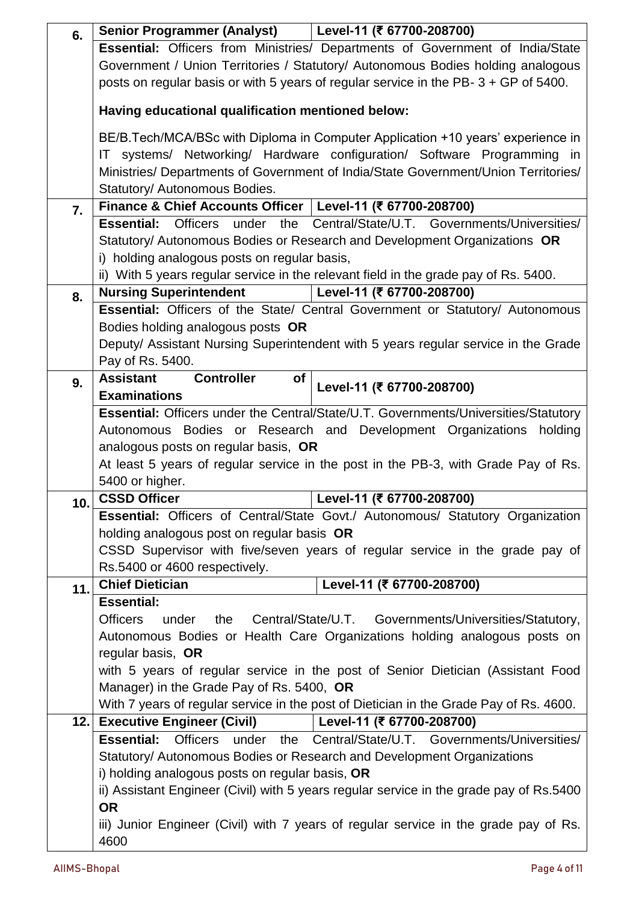| | | |
|---|---|---|
| **6.** | **Senior Programmer (Analyst)** | **Level-11 (₹ 67700-208700)** |
| | **Essential:** Officers from Ministries/ Departments of Government of India/State Government / Union Territories / Statutory/ Autonomous Bodies holding analogous posts on regular basis or with 5 years of regular service in the PB- 3 + GP of 5400.<br><br>**Having educational qualification mentioned below:**<br><br>BE/B.Tech/MCA/BSc with Diploma in Computer Application +10 years' experience in IT systems/ Networking/ Hardware configuration/ Software Programming in Ministries/ Departments of Government of India/State Government/Union Territories/ Statutory/ Autonomous Bodies. | |
| **7.** | **Finance & Chief Accounts Officer** | **Level-11 (₹ 67700-208700)** |
| | **Essential:** Officers under the Central/State/U.T. Governments/Universities/ Statutory/ Autonomous Bodies or Research and Development Organizations **OR**<br>i) holding analogous posts on regular basis,<br>ii) With 5 years regular service in the relevant field in the grade pay of Rs. 5400. | |
| **8.** | **Nursing Superintendent** | **Level-11 (₹ 67700-208700)** |
| | **Essential:** Officers of the State/ Central Government or Statutory/ Autonomous Bodies holding analogous posts **OR**<br>Deputy/ Assistant Nursing Superintendent with 5 years regular service in the Grade Pay of Rs. 5400. | |
| **9.** | **Assistant Controller of Examinations** | **Level-11 (₹ 67700-208700)** |
| | **Essential:** Officers under the Central/State/U.T. Governments/Universities/Statutory Autonomous Bodies or Research and Development Organizations holding analogous posts on regular basis, **OR**<br>At least 5 years of regular service in the post in the PB-3, with Grade Pay of Rs. 5400 or higher. | |
| **10.** | **CSSD Officer** | **Level-11 (₹ 67700-208700)** |
| | **Essential:** Officers of Central/State Govt./ Autonomous/ Statutory Organization holding analogous post on regular basis **OR**<br>CSSD Supervisor with five/seven years of regular service in the grade pay of Rs.5400 or 4600 respectively. | |
| **11.** | **Chief Dietician** | **Level-11 (₹ 67700-208700)** |
| | **Essential:**<br>Officers under the Central/State/U.T. Governments/Universities/Statutory, Autonomous Bodies or Health Care Organizations holding analogous posts on regular basis, **OR**<br>with 5 years of regular service in the post of Senior Dietician (Assistant Food Manager) in the Grade Pay of Rs. 5400, **OR**<br>With 7 years of regular service in the post of Dietician in the Grade Pay of Rs. 4600. | |
| **12.** | **Executive Engineer (Civil)** | **Level-11 (₹ 67700-208700)** |
| | **Essential:** Officers under the Central/State/U.T. Governments/Universities/ Statutory/ Autonomous Bodies or Research and Development Organizations<br>i) holding analogous posts on regular basis, **OR**<br>ii) Assistant Engineer (Civil) with 5 years regular service in the grade pay of Rs.5400 **OR**<br>iii) Junior Engineer (Civil) with 7 years of regular service in the grade pay of Rs. 4600 | |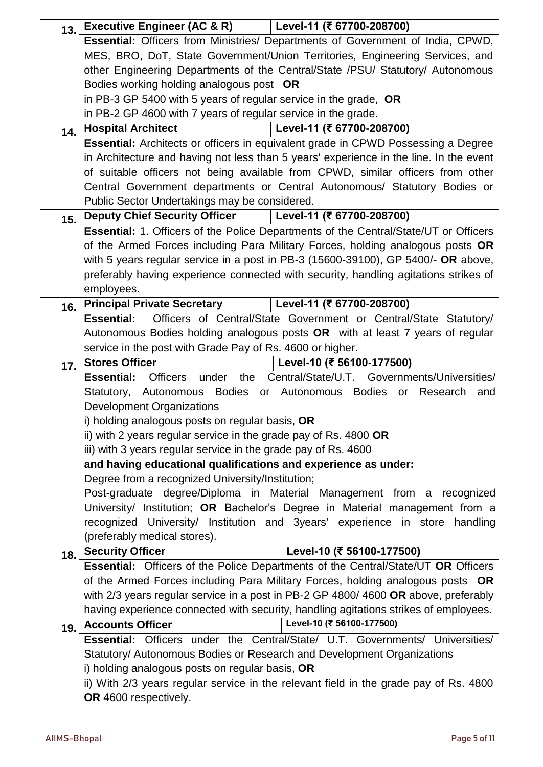| | | |
|---|---|---|
| **13.** | **Executive Engineer (AC & R)** | **Level-11 (₹ 67700-208700)** |
| | **Essential:** Officers from Ministries/ Departments of Government of India, CPWD, MES, BRO, DoT, State Government/Union Territories, Engineering Services, and other Engineering Departments of the Central/State /PSU/ Statutory/ Autonomous Bodies working holding analogous post **OR**<br>in PB-3 GP 5400 with 5 years of regular service in the grade, **OR**<br>in PB-2 GP 4600 with 7 years of regular service in the grade. | |
| **14.** | **Hospital Architect** | **Level-11 (₹ 67700-208700)** |
| | **Essential:** Architects or officers in equivalent grade in CPWD Possessing a Degree in Architecture and having not less than 5 years' experience in the line. In the event of suitable officers not being available from CPWD, similar officers from other Central Government departments or Central Autonomous/ Statutory Bodies or Public Sector Undertakings may be considered. | |
| **15.** | **Deputy Chief Security Officer** | **Level-11 (₹ 67700-208700)** |
| | **Essential:** 1. Officers of the Police Departments of the Central/State/UT or Officers of the Armed Forces including Para Military Forces, holding analogous posts **OR** with 5 years regular service in a post in PB-3 (15600-39100), GP 5400/- **OR** above, preferably having experience connected with security, handling agitations strikes of employees. | |
| **16.** | **Principal Private Secretary** | **Level-11 (₹ 67700-208700)** |
| | **Essential:** Officers of Central/State Government or Central/State Statutory/ Autonomous Bodies holding analogous posts **OR** with at least 7 years of regular service in the post with Grade Pay of Rs. 4600 or higher. | |
| **17.** | **Stores Officer** | **Level-10 (₹ 56100-177500)** |
| | **Essential:** Officers under the Central/State/U.T. Governments/Universities/ Statutory, Autonomous Bodies or Autonomous Bodies or Research and Development Organizations<br>i) holding analogous posts on regular basis, **OR**<br>ii) with 2 years regular service in the grade pay of Rs. 4800 **OR**<br>iii) with 3 years regular service in the grade pay of Rs. 4600<br>**and having educational qualifications and experience as under:**<br>Degree from a recognized University/Institution;<br>Post-graduate degree/Diploma in Material Management from a recognized University/ Institution; **OR** Bachelor's Degree in Material management from a recognized University/ Institution and 3years' experience in store handling (preferably medical stores). | |
| **18.** | **Security Officer** | **Level-10 (₹ 56100-177500)** |
| | **Essential:** Officers of the Police Departments of the Central/State/UT **OR** Officers of the Armed Forces including Para Military Forces, holding analogous posts **OR** with 2/3 years regular service in a post in PB-2 GP 4800/ 4600 **OR** above, preferably having experience connected with security, handling agitations strikes of employees. | |
| **19.** | **Accounts Officer** | **Level-10 (₹ 56100-177500)** |
| | **Essential:** Officers under the Central/State/ U.T. Governments/ Universities/ Statutory/ Autonomous Bodies or Research and Development Organizations<br>i) holding analogous posts on regular basis, **OR**<br>ii) With 2/3 years regular service in the relevant field in the grade pay of Rs. 4800 **OR** 4600 respectively. | |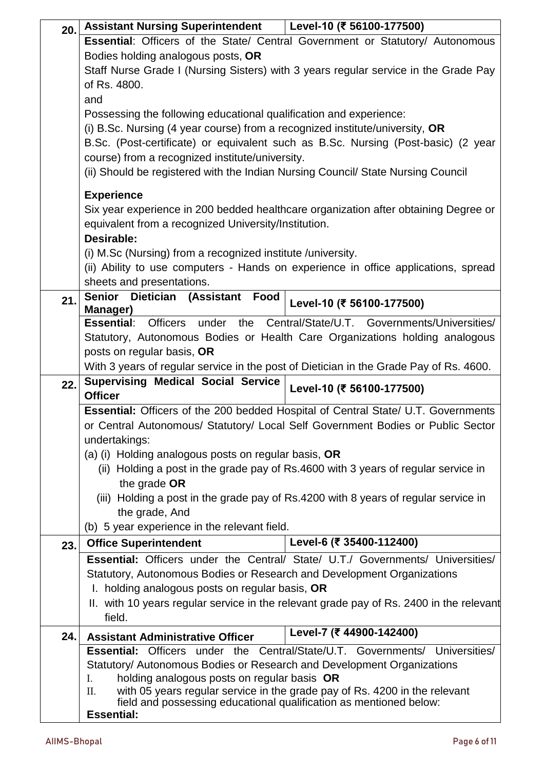| | | |
|---|---|---|
| **20.** | **Assistant Nursing Superintendent** | **Level-10 (₹ 56100-177500)** |
| | **Essential**: Officers of the State/ Central Government or Statutory/ Autonomous Bodies holding analogous posts, **OR**<br>Staff Nurse Grade I (Nursing Sisters) with 3 years regular service in the Grade Pay of Rs. 4800.<br>and<br>Possessing the following educational qualification and experience:<br>(i) B.Sc. Nursing (4 year course) from a recognized institute/university, **OR**<br>B.Sc. (Post-certificate) or equivalent such as B.Sc. Nursing (Post-basic) (2 year course) from a recognized institute/university.<br>(ii) Should be registered with the Indian Nursing Council/ State Nursing Council<br>**Experience**<br>Six year experience in 200 bedded healthcare organization after obtaining Degree or equivalent from a recognized University/Institution.<br>**Desirable:**<br>(i) M.Sc (Nursing) from a recognized institute /university.<br>(ii) Ability to use computers - Hands on experience in office applications, spread sheets and presentations. | |
| **21.** | **Senior Dietician (Assistant Food Manager)** | **Level-10 (₹ 56100-177500)** |
| | **Essential**: Officers under the Central/State/U.T. Governments/Universities/ Statutory, Autonomous Bodies or Health Care Organizations holding analogous posts on regular basis, **OR**<br>With 3 years of regular service in the post of Dietician in the Grade Pay of Rs. 4600. | |
| **22.** | **Supervising Medical Social Service Officer** | **Level-10 (₹ 56100-177500)** |
| | **Essential:** Officers of the 200 bedded Hospital of Central State/ U.T. Governments or Central Autonomous/ Statutory/ Local Self Government Bodies or Public Sector undertakings:<br>(a) (i) Holding analogous posts on regular basis, **OR**<br>(ii) Holding a post in the grade pay of Rs.4600 with 3 years of regular service in the grade **OR**<br>(iii) Holding a post in the grade pay of Rs.4200 with 8 years of regular service in the grade, And<br>(b) 5 year experience in the relevant field. | |
| **23.** | **Office Superintendent** | **Level-6 (₹ 35400-112400)** |
| | **Essential:** Officers under the Central/ State/ U.T./ Governments/ Universities/ Statutory, Autonomous Bodies or Research and Development Organizations<br>I. holding analogous posts on regular basis, **OR**<br>II. with 10 years regular service in the relevant grade pay of Rs. 2400 in the relevant field. | |
| **24.** | **Assistant Administrative Officer** | **Level-7 (₹ 44900-142400)** |
| | **Essential:** Officers under the Central/State/U.T. Governments/ Universities/ Statutory/ Autonomous Bodies or Research and Development Organizations<br>I. holding analogous posts on regular basis **OR**<br>II. with 05 years regular service in the grade pay of Rs. 4200 in the relevant field and possessing educational qualification as mentioned below:<br>**Essential:** | |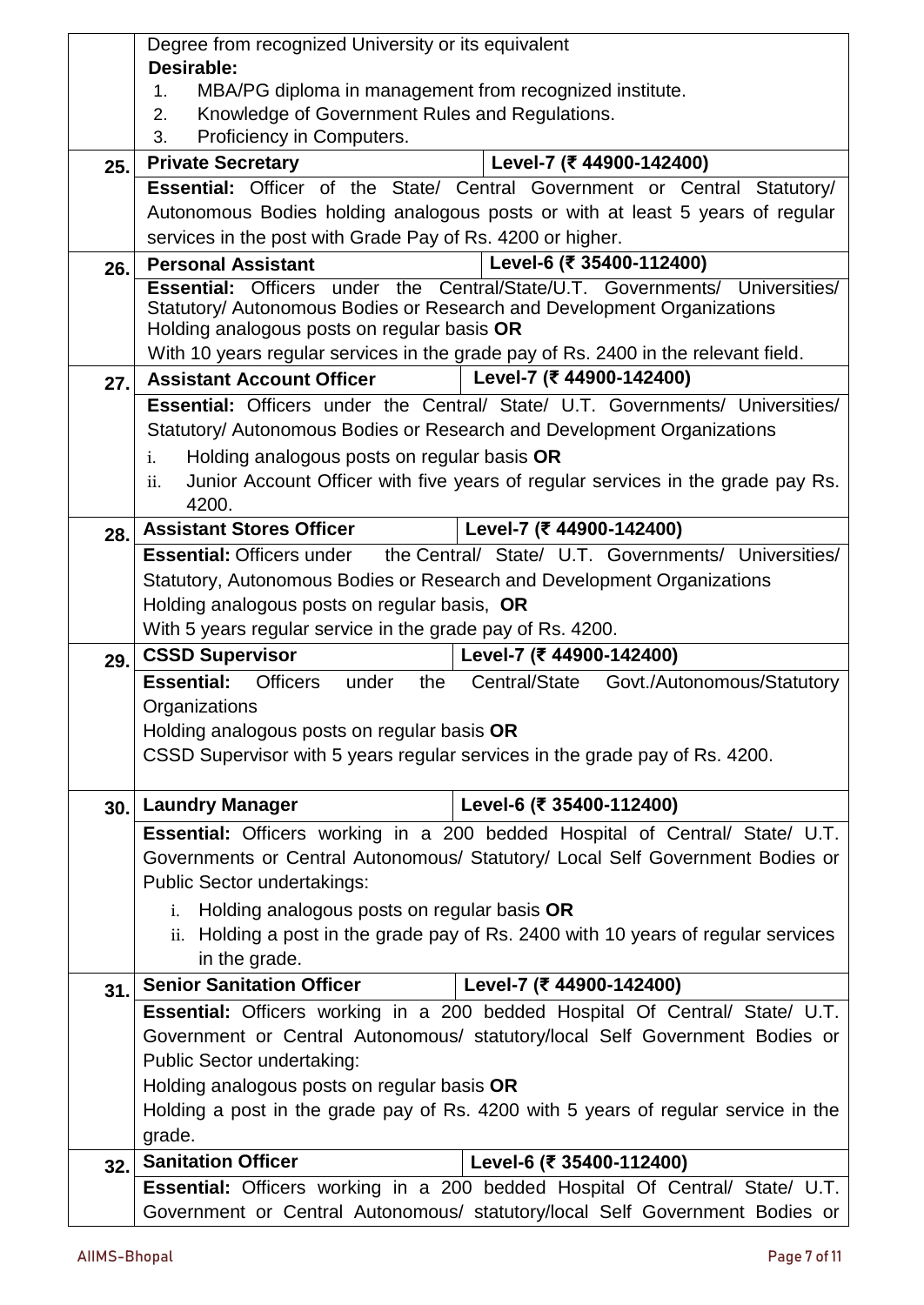| | | |
|---|---|---|
| | Degree from recognized University or its equivalent<br>**Desirable:**<br>1. MBA/PG diploma in management from recognized institute.<br>2. Knowledge of Government Rules and Regulations.<br>3. Proficiency in Computers. | |
| **25.** | **Private Secretary** | **Level-7 (₹ 44900-142400)** |
| | **Essential:** Officer of the State/ Central Government or Central Statutory/ Autonomous Bodies holding analogous posts or with at least 5 years of regular services in the post with Grade Pay of Rs. 4200 or higher. | |
| **26.** | **Personal Assistant** | **Level-6 (₹ 35400-112400)** |
| | **Essential:** Officers under the Central/State/U.T. Governments/ Universities/ Statutory/ Autonomous Bodies or Research and Development Organizations Holding analogous posts on regular basis **OR**<br>With 10 years regular services in the grade pay of Rs. 2400 in the relevant field. | |
| **27.** | **Assistant Account Officer** | **Level-7 (₹ 44900-142400)** |
| | **Essential:** Officers under the Central/ State/ U.T. Governments/ Universities/ Statutory/ Autonomous Bodies or Research and Development Organizations<br>i. Holding analogous posts on regular basis **OR**<br>ii. Junior Account Officer with five years of regular services in the grade pay Rs. 4200. | |
| **28.** | **Assistant Stores Officer** | **Level-7 (₹ 44900-142400)** |
| | **Essential:** Officers under the Central/ State/ U.T. Governments/ Universities/ Statutory, Autonomous Bodies or Research and Development Organizations<br>Holding analogous posts on regular basis, **OR**<br>With 5 years regular service in the grade pay of Rs. 4200. | |
| **29.** | **CSSD Supervisor** | **Level-7 (₹ 44900-142400)** |
| | **Essential:** Officers under the Central/State Govt./Autonomous/Statutory Organizations<br>Holding analogous posts on regular basis **OR**<br>CSSD Supervisor with 5 years regular services in the grade pay of Rs. 4200. | |
| **30.** | **Laundry Manager** | **Level-6 (₹ 35400-112400)** |
| | **Essential:** Officers working in a 200 bedded Hospital of Central/ State/ U.T. Governments or Central Autonomous/ Statutory/ Local Self Government Bodies or Public Sector undertakings:<br>i. Holding analogous posts on regular basis **OR**<br>ii. Holding a post in the grade pay of Rs. 2400 with 10 years of regular services in the grade. | |
| **31.** | **Senior Sanitation Officer** | **Level-7 (₹ 44900-142400)** |
| | **Essential:** Officers working in a 200 bedded Hospital Of Central/ State/ U.T. Government or Central Autonomous/ statutory/local Self Government Bodies or Public Sector undertaking:<br>Holding analogous posts on regular basis **OR**<br>Holding a post in the grade pay of Rs. 4200 with 5 years of regular service in the grade. | |
| **32.** | **Sanitation Officer** | **Level-6 (₹ 35400-112400)** |
| | **Essential:** Officers working in a 200 bedded Hospital Of Central/ State/ U.T. Government or Central Autonomous/ statutory/local Self Government Bodies or | |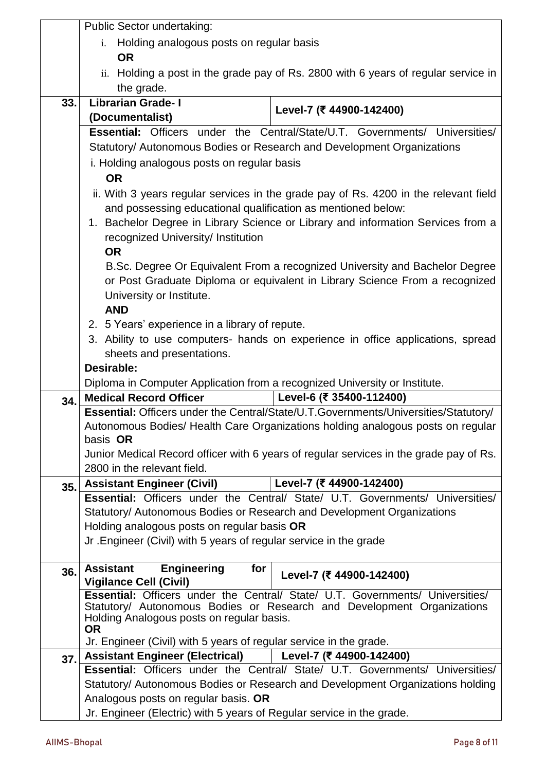| | | |
|---|---|---|
| | Public Sector undertaking:<br>i. Holding analogous posts on regular basis<br>**OR**<br>ii. Holding a post in the grade pay of Rs. 2800 with 6 years of regular service in the grade. | |
| **33.** | **Librarian Grade- I (Documentalist)** | **Level-7 (₹ 44900-142400)** |
| | **Essential:** Officers under the Central/State/U.T. Governments/ Universities/ Statutory/ Autonomous Bodies or Research and Development Organizations<br>i. Holding analogous posts on regular basis<br>**OR**<br>ii. With 3 years regular services in the grade pay of Rs. 4200 in the relevant field and possessing educational qualification as mentioned below:<br>1. Bachelor Degree in Library Science or Library and information Services from a recognized University/ Institution<br>**OR**<br>B.Sc. Degree Or Equivalent From a recognized University and Bachelor Degree or Post Graduate Diploma or equivalent in Library Science From a recognized University or Institute.<br>**AND**<br>2. 5 Years' experience in a library of repute.<br>3. Ability to use computers- hands on experience in office applications, spread sheets and presentations.<br>**Desirable:**<br>Diploma in Computer Application from a recognized University or Institute. | |
| **34.** | **Medical Record Officer** | **Level-6 (₹ 35400-112400)** |
| | **Essential:** Officers under the Central/State/U.T.Governments/Universities/Statutory/ Autonomous Bodies/ Health Care Organizations holding analogous posts on regular basis **OR**<br>Junior Medical Record officer with 6 years of regular services in the grade pay of Rs. 2800 in the relevant field. | |
| **35.** | **Assistant Engineer (Civil)** | **Level-7 (₹ 44900-142400)** |
| | **Essential:** Officers under the Central/ State/ U.T. Governments/ Universities/ Statutory/ Autonomous Bodies or Research and Development Organizations<br>Holding analogous posts on regular basis **OR**<br>Jr .Engineer (Civil) with 5 years of regular service in the grade | |
| **36.** | **Assistant Engineering for Vigilance Cell (Civil)** | **Level-7 (₹ 44900-142400)** |
| | **Essential:** Officers under the Central/ State/ U.T. Governments/ Universities/ Statutory/ Autonomous Bodies or Research and Development Organizations Holding Analogous posts on regular basis.<br>**OR**<br>Jr. Engineer (Civil) with 5 years of regular service in the grade. | |
| **37.** | **Assistant Engineer (Electrical)** | **Level-7 (₹ 44900-142400)** |
| | **Essential:** Officers under the Central/ State/ U.T. Governments/ Universities/ Statutory/ Autonomous Bodies or Research and Development Organizations holding Analogous posts on regular basis. **OR**<br>Jr. Engineer (Electric) with 5 years of Regular service in the grade. | |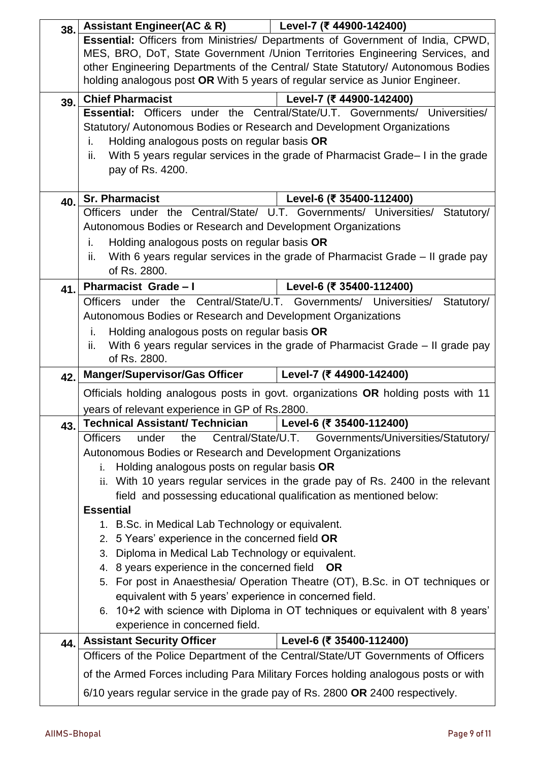| | | |
|---|---|---|
| 38. | **Assistant Engineer(AC & R)** | **Level-7 (₹ 44900-142400)** |
| | **Essential:** Officers from Ministries/ Departments of Government of India, CPWD, MES, BRO, DoT, State Government /Union Territories Engineering Services, and other Engineering Departments of the Central/ State Statutory/ Autonomous Bodies holding analogous post **OR** With 5 years of regular service as Junior Engineer. | |
| 39. | **Chief Pharmacist** | **Level-7 (₹ 44900-142400)** |
| | **Essential:** Officers under the Central/State/U.T. Governments/ Universities/ Statutory/ Autonomous Bodies or Research and Development Organizations<br>i. Holding analogous posts on regular basis **OR**<br>ii. With 5 years regular services in the grade of Pharmacist Grade– I in the grade pay of Rs. 4200. | |
| 40. | **Sr. Pharmacist** | **Level-6 (₹ 35400-112400)** |
| | Officers under the Central/State/ U.T. Governments/ Universities/ Statutory/ Autonomous Bodies or Research and Development Organizations<br>i. Holding analogous posts on regular basis **OR**<br>ii. With 6 years regular services in the grade of Pharmacist Grade – II grade pay of Rs. 2800. | |
| 41. | **Pharmacist Grade – I** | **Level-6 (₹ 35400-112400)** |
| | Officers under the Central/State/U.T. Governments/ Universities/ Statutory/ Autonomous Bodies or Research and Development Organizations<br>i. Holding analogous posts on regular basis **OR**<br>ii. With 6 years regular services in the grade of Pharmacist Grade – II grade pay of Rs. 2800. | |
| 42. | **Manger/Supervisor/Gas Officer** | **Level-7 (₹ 44900-142400)** |
| | Officials holding analogous posts in govt. organizations **OR** holding posts with 11 years of relevant experience in GP of Rs.2800. | |
| 43. | **Technical Assistant/ Technician** | **Level-6 (₹ 35400-112400)** |
| | Officers under the Central/State/U.T. Governments/Universities/Statutory/ Autonomous Bodies or Research and Development Organizations<br>i. Holding analogous posts on regular basis **OR**<br>ii. With 10 years regular services in the grade pay of Rs. 2400 in the relevant field and possessing educational qualification as mentioned below:<br>**Essential**<br>1. B.Sc. in Medical Lab Technology or equivalent.<br>2. 5 Years' experience in the concerned field **OR**<br>3. Diploma in Medical Lab Technology or equivalent.<br>4. 8 years experience in the concerned field **OR**<br>5. For post in Anaesthesia/ Operation Theatre (OT), B.Sc. in OT techniques or equivalent with 5 years' experience in concerned field.<br>6. 10+2 with science with Diploma in OT techniques or equivalent with 8 years' experience in concerned field. | |
| 44. | **Assistant Security Officer** | **Level-6 (₹ 35400-112400)** |
| | Officers of the Police Department of the Central/State/UT Governments of Officers of the Armed Forces including Para Military Forces holding analogous posts or with 6/10 years regular service in the grade pay of Rs. 2800 **OR** 2400 respectively. | |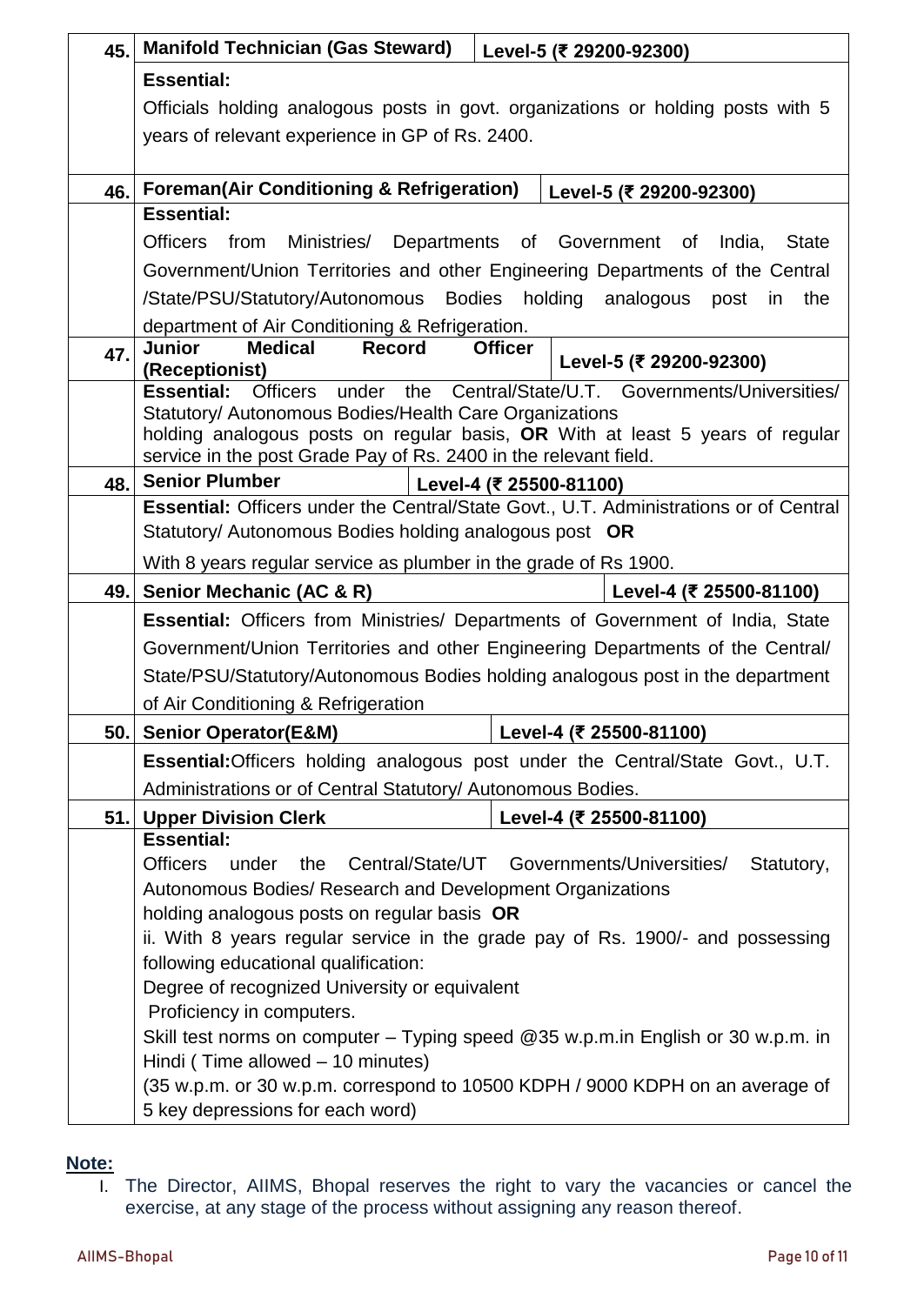| | | |
|---|---|---|
| **45.** | **Manifold Technician (Gas Steward)** | **Level-5 (₹ 29200-92300)** |
| | **Essential:**<br>Officials holding analogous posts in govt. organizations or holding posts with 5 years of relevant experience in GP of Rs. 2400. | |
| **46.** | **Foreman(Air Conditioning & Refrigeration)** | **Level-5 (₹ 29200-92300)** |
| | **Essential:**<br>Officers from Ministries/ Departments of Government of India, State Government/Union Territories and other Engineering Departments of the Central /State/PSU/Statutory/Autonomous Bodies holding analogous post in the department of Air Conditioning & Refrigeration. | |
| **47.** | **Junior Medical Record Officer (Receptionist)** | **Level-5 (₹ 29200-92300)** |
| | **Essential:** Officers under the Central/State/U.T. Governments/Universities/ Statutory/ Autonomous Bodies/Health Care Organizations holding analogous posts on regular basis, **OR** With at least 5 years of regular service in the post Grade Pay of Rs. 2400 in the relevant field. | |
| **48.** | **Senior Plumber** | **Level-4 (₹ 25500-81100)** |
| | **Essential:** Officers under the Central/State Govt., U.T. Administrations or of Central Statutory/ Autonomous Bodies holding analogous post **OR**<br>With 8 years regular service as plumber in the grade of Rs 1900. | |
| **49.** | **Senior Mechanic (AC & R)** | **Level-4 (₹ 25500-81100)** |
| | **Essential:** Officers from Ministries/ Departments of Government of India, State Government/Union Territories and other Engineering Departments of the Central/ State/PSU/Statutory/Autonomous Bodies holding analogous post in the department of Air Conditioning & Refrigeration | |
| **50.** | **Senior Operator(E&M)** | **Level-4 (₹ 25500-81100)** |
| | **Essential:**Officers holding analogous post under the Central/State Govt., U.T. Administrations or of Central Statutory/ Autonomous Bodies. | |
| **51.** | **Upper Division Clerk** | **Level-4 (₹ 25500-81100)** |
| | **Essential:**<br>Officers under the Central/State/UT Governments/Universities/ Statutory, Autonomous Bodies/ Research and Development Organizations holding analogous posts on regular basis **OR**<br>ii. With 8 years regular service in the grade pay of Rs. 1900/- and possessing following educational qualification:<br>Degree of recognized University or equivalent<br>Proficiency in computers.<br>Skill test norms on computer – Typing speed @35 w.p.m.in English or 30 w.p.m. in Hindi ( Time allowed – 10 minutes)<br>(35 w.p.m. or 30 w.p.m. correspond to 10500 KDPH / 9000 KDPH on an average of 5 key depressions for each word) | |

**Note:**

I. The Director, AIIMS, Bhopal reserves the right to vary the vacancies or cancel the exercise, at any stage of the process without assigning any reason thereof.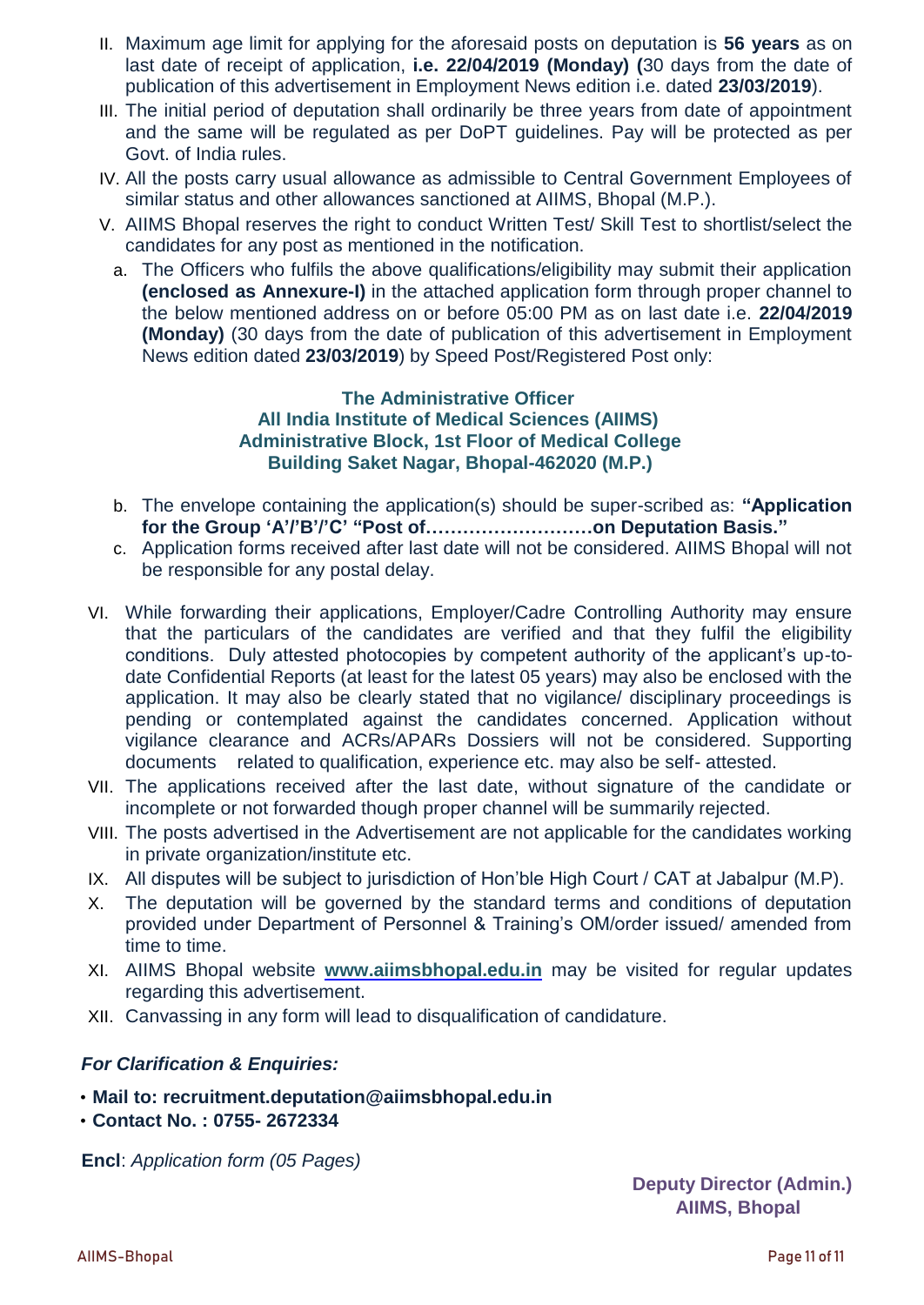II. Maximum age limit for applying for the aforesaid posts on deputation is **56 years** as on last date of receipt of application, **i.e. 22/04/2019 (Monday) (**30 days from the date of publication of this advertisement in Employment News edition i.e. dated **23/03/2019**).

III. The initial period of deputation shall ordinarily be three years from date of appointment and the same will be regulated as per DoPT guidelines. Pay will be protected as per Govt. of India rules.

IV. All the posts carry usual allowance as admissible to Central Government Employees of similar status and other allowances sanctioned at AIIMS, Bhopal (M.P.).

V. AIIMS Bhopal reserves the right to conduct Written Test/ Skill Test to shortlist/select the candidates for any post as mentioned in the notification.

   a. The Officers who fulfils the above qualifications/eligibility may submit their application **(enclosed as Annexure-I)** in the attached application form through proper channel to the below mentioned address on or before 05:00 PM as on last date i.e. **22/04/2019 (Monday)** (30 days from the date of publication of this advertisement in Employment News edition dated **23/03/2019**) by Speed Post/Registered Post only:

   **The Administrative Officer**
   **All India Institute of Medical Sciences (AIIMS)**
   **Administrative Block, 1st Floor of Medical College**
   **Building Saket Nagar, Bhopal-462020 (M.P.)**

   b. The envelope containing the application(s) should be super-scribed as: **"Application for the Group 'A'/'B'/'C' "Post of………………………on Deputation Basis."**

   c. Application forms received after last date will not be considered. AIIMS Bhopal will not be responsible for any postal delay.

VI. While forwarding their applications, Employer/Cadre Controlling Authority may ensure that the particulars of the candidates are verified and that they fulfil the eligibility conditions. Duly attested photocopies by competent authority of the applicant's up-to-date Confidential Reports (at least for the latest 05 years) may also be enclosed with the application. It may also be clearly stated that no vigilance/ disciplinary proceedings is pending or contemplated against the candidates concerned. Application without vigilance clearance and ACRs/APARs Dossiers will not be considered. Supporting documents related to qualification, experience etc. may also be self- attested.

VII. The applications received after the last date, without signature of the candidate or incomplete or not forwarded though proper channel will be summarily rejected.

VIII. The posts advertised in the Advertisement are not applicable for the candidates working in private organization/institute etc.

IX. All disputes will be subject to jurisdiction of Hon'ble High Court / CAT at Jabalpur (M.P).

X. The deputation will be governed by the standard terms and conditions of deputation provided under Department of Personnel & Training's OM/order issued/ amended from time to time.

XI. AIIMS Bhopal website **www.aiimsbhopal.edu.in** may be visited for regular updates regarding this advertisement.

XII. Canvassing in any form will lead to disqualification of candidature.

***For Clarification & Enquiries:***

- **Mail to: recruitment.deputation@aiimsbhopal.edu.in**
- **Contact No. : 0755- 2672334**

**Encl**: *Application form (05 Pages)*

**Deputy Director (Admin.)**
**AIIMS, Bhopal**